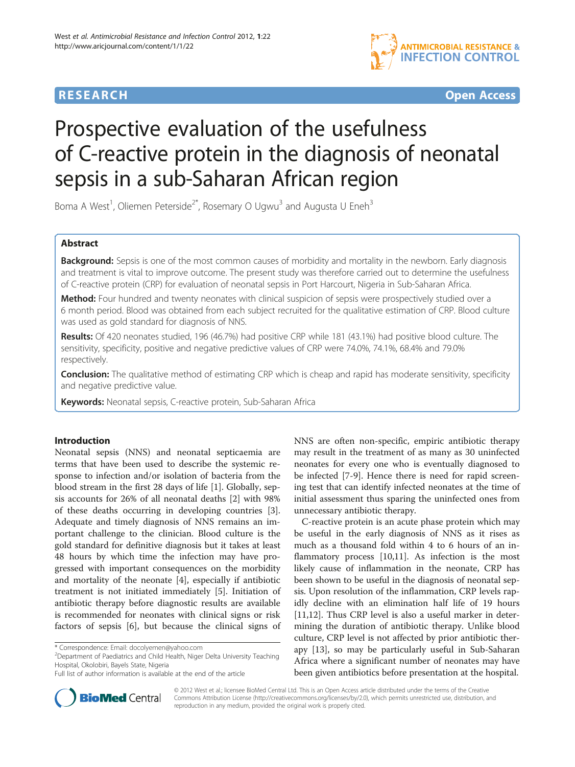**RESEARCH** **Open Access**

# Prospective evaluation of the usefulness of C-reactive protein in the diagnosis of neonatal sepsis in a sub-Saharan African region

Boma A West[1], Oliemen Peterside[2*], Rosemary O Ugwu[3] and Augusta U Eneh[3]

## Abstract

**Background:** Sepsis is one of the most common causes of morbidity and mortality in the newborn. Early diagnosis and treatment is vital to improve outcome. The present study was therefore carried out to determine the usefulness of C-reactive protein (CRP) for evaluation of neonatal sepsis in Port Harcourt, Nigeria in Sub-Saharan Africa.

**Method:** Four hundred and twenty neonates with clinical suspicion of sepsis were prospectively studied over a 6 month period. Blood was obtained from each subject recruited for the qualitative estimation of CRP. Blood culture was used as gold standard for diagnosis of NNS.

**Results:** Of 420 neonates studied, 196 (46.7%) had positive CRP while 181 (43.1%) had positive blood culture. The sensitivity, specificity, positive and negative predictive values of CRP were 74.0%, 74.1%, 68.4% and 79.0% respectively.

**Conclusion:** The qualitative method of estimating CRP which is cheap and rapid has moderate sensitivity, specificity and negative predictive value.

**Keywords:** Neonatal sepsis, C-reactive protein, Sub-Saharan Africa

## Introduction

Neonatal sepsis (NNS) and neonatal septicaemia are terms that have been used to describe the systemic response to infection and/or isolation of bacteria from the blood stream in the first 28 days of life [1]. Globally, sepsis accounts for 26% of all neonatal deaths [2] with 98% of these deaths occurring in developing countries [3]. Adequate and timely diagnosis of NNS remains an important challenge to the clinician. Blood culture is the gold standard for definitive diagnosis but it takes at least 48 hours by which time the infection may have progressed with important consequences on the morbidity and mortality of the neonate [4], especially if antibiotic treatment is not initiated immediately [5]. Initiation of antibiotic therapy before diagnostic results are available is recommended for neonates with clinical signs or risk factors of sepsis [6], but because the clinical signs of NNS are often non-specific, empiric antibiotic therapy may result in the treatment of as many as 30 uninfected neonates for every one who is eventually diagnosed to be infected [7-9]. Hence there is need for rapid screening test that can identify infected neonates at the time of initial assessment thus sparing the uninfected ones from unnecessary antibiotic therapy.

C-reactive protein is an acute phase protein which may be useful in the early diagnosis of NNS as it rises as much as a thousand fold within 4 to 6 hours of an inflammatory process [10,11]. As infection is the most likely cause of inflammation in the neonate, CRP has been shown to be useful in the diagnosis of neonatal sepsis. Upon resolution of the inflammation, CRP levels rapidly decline with an elimination half life of 19 hours [11,12]. Thus CRP level is also a useful marker in determining the duration of antibiotic therapy. Unlike blood culture, CRP level is not affected by prior antibiotic therapy [13], so may be particularly useful in Sub-Saharan Africa where a significant number of neonates may have been given antibiotics before presentation at the hospital.

\* Correspondence: Email: docolyemen@yahoo.com
[2]Department of Paediatrics and Child Health, Niger Delta University Teaching Hospital, Okolobiri, Bayels State, Nigeria
Full list of author information is available at the end of the article

© 2012 West et al.; licensee BioMed Central Ltd. This is an Open Access article distributed under the terms of the Creative Commons Attribution License (http://creativecommons.org/licenses/by/2.0), which permits unrestricted use, distribution, and reproduction in any medium, provided the original work is properly cited.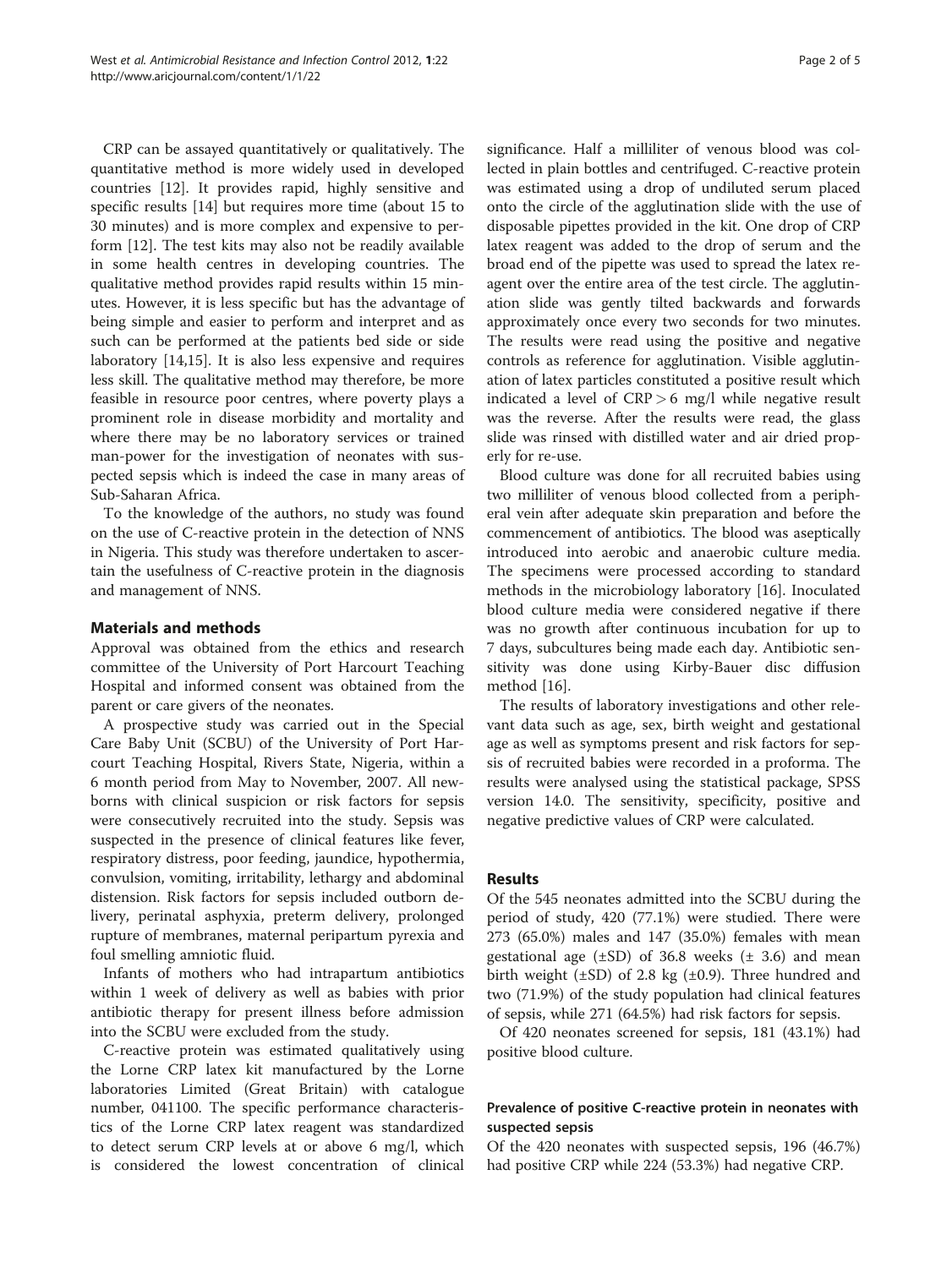CRP can be assayed quantitatively or qualitatively. The quantitative method is more widely used in developed countries [12]. It provides rapid, highly sensitive and specific results [14] but requires more time (about 15 to 30 minutes) and is more complex and expensive to perform [12]. The test kits may also not be readily available in some health centres in developing countries. The qualitative method provides rapid results within 15 minutes. However, it is less specific but has the advantage of being simple and easier to perform and interpret and as such can be performed at the patients bed side or side laboratory [14,15]. It is also less expensive and requires less skill. The qualitative method may therefore, be more feasible in resource poor centres, where poverty plays a prominent role in disease morbidity and mortality and where there may be no laboratory services or trained man-power for the investigation of neonates with suspected sepsis which is indeed the case in many areas of Sub-Saharan Africa.

To the knowledge of the authors, no study was found on the use of C-reactive protein in the detection of NNS in Nigeria. This study was therefore undertaken to ascertain the usefulness of C-reactive protein in the diagnosis and management of NNS.

## Materials and methods

Approval was obtained from the ethics and research committee of the University of Port Harcourt Teaching Hospital and informed consent was obtained from the parent or care givers of the neonates.

A prospective study was carried out in the Special Care Baby Unit (SCBU) of the University of Port Harcourt Teaching Hospital, Rivers State, Nigeria, within a 6 month period from May to November, 2007. All newborns with clinical suspicion or risk factors for sepsis were consecutively recruited into the study. Sepsis was suspected in the presence of clinical features like fever, respiratory distress, poor feeding, jaundice, hypothermia, convulsion, vomiting, irritability, lethargy and abdominal distension. Risk factors for sepsis included outborn delivery, perinatal asphyxia, preterm delivery, prolonged rupture of membranes, maternal peripartum pyrexia and foul smelling amniotic fluid.

Infants of mothers who had intrapartum antibiotics within 1 week of delivery as well as babies with prior antibiotic therapy for present illness before admission into the SCBU were excluded from the study.

C-reactive protein was estimated qualitatively using the Lorne CRP latex kit manufactured by the Lorne laboratories Limited (Great Britain) with catalogue number, 041100. The specific performance characteristics of the Lorne CRP latex reagent was standardized to detect serum CRP levels at or above 6 mg/l, which is considered the lowest concentration of clinical significance. Half a milliliter of venous blood was collected in plain bottles and centrifuged. C-reactive protein was estimated using a drop of undiluted serum placed onto the circle of the agglutination slide with the use of disposable pipettes provided in the kit. One drop of CRP latex reagent was added to the drop of serum and the broad end of the pipette was used to spread the latex reagent over the entire area of the test circle. The agglutination slide was gently tilted backwards and forwards approximately once every two seconds for two minutes. The results were read using the positive and negative controls as reference for agglutination. Visible agglutination of latex particles constituted a positive result which indicated a level of CRP > 6 mg/l while negative result was the reverse. After the results were read, the glass slide was rinsed with distilled water and air dried properly for re-use.

Blood culture was done for all recruited babies using two milliliter of venous blood collected from a peripheral vein after adequate skin preparation and before the commencement of antibiotics. The blood was aseptically introduced into aerobic and anaerobic culture media. The specimens were processed according to standard methods in the microbiology laboratory [16]. Inoculated blood culture media were considered negative if there was no growth after continuous incubation for up to 7 days, subcultures being made each day. Antibiotic sensitivity was done using Kirby-Bauer disc diffusion method [16].

The results of laboratory investigations and other relevant data such as age, sex, birth weight and gestational age as well as symptoms present and risk factors for sepsis of recruited babies were recorded in a proforma. The results were analysed using the statistical package, SPSS version 14.0. The sensitivity, specificity, positive and negative predictive values of CRP were calculated.

## Results

Of the 545 neonates admitted into the SCBU during the period of study, 420 (77.1%) were studied. There were 273 (65.0%) males and 147 (35.0%) females with mean gestational age (±SD) of 36.8 weeks (± 3.6) and mean birth weight (±SD) of 2.8 kg (±0.9). Three hundred and two (71.9%) of the study population had clinical features of sepsis, while 271 (64.5%) had risk factors for sepsis.

Of 420 neonates screened for sepsis, 181 (43.1%) had positive blood culture.

### Prevalence of positive C-reactive protein in neonates with suspected sepsis

Of the 420 neonates with suspected sepsis, 196 (46.7%) had positive CRP while 224 (53.3%) had negative CRP.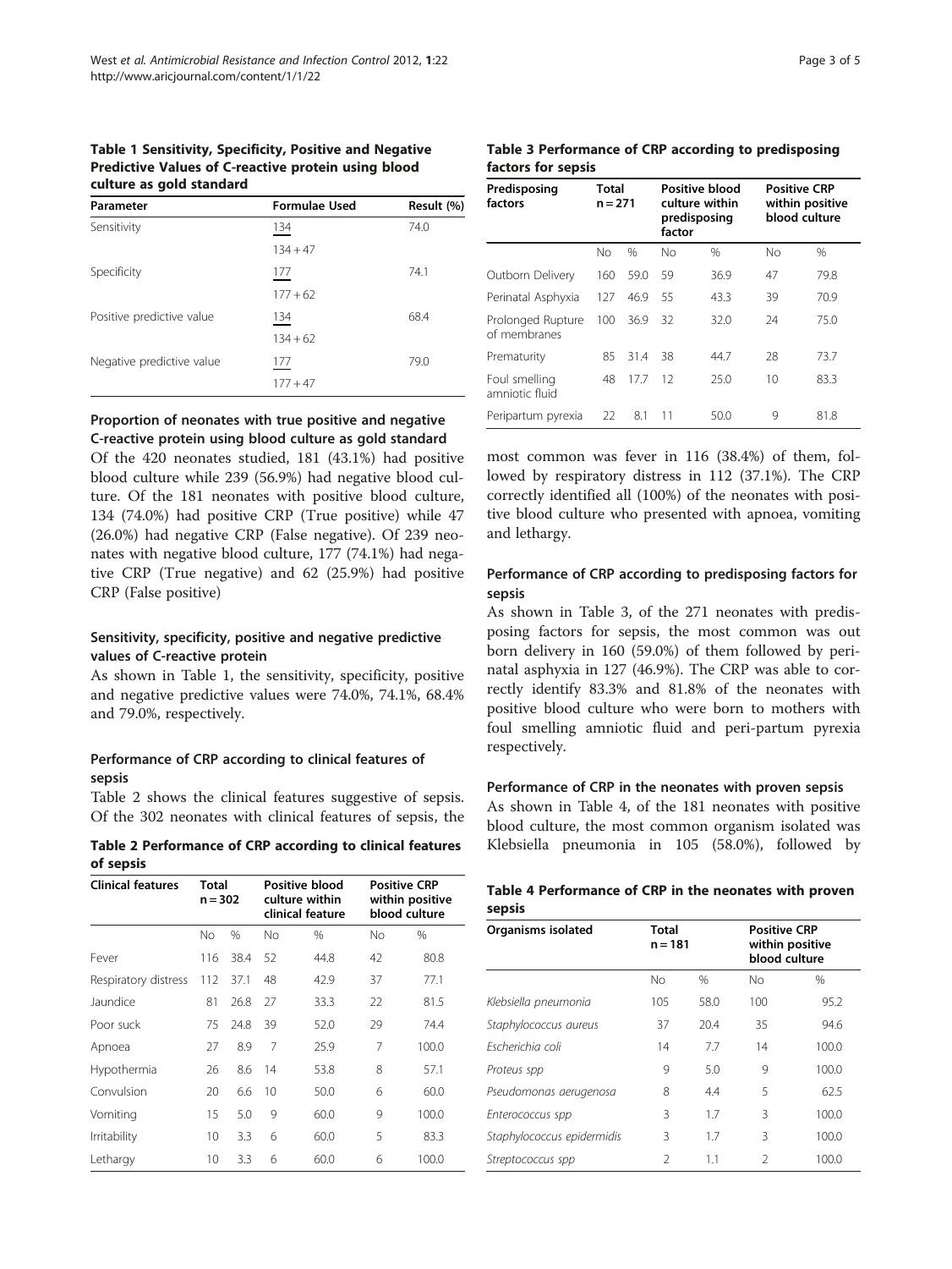**Table 1 Sensitivity, Specificity, Positive and Negative Predictive Values of C-reactive protein using blood culture as gold standard**

| Parameter | Formulae Used | Result (%) |
| --- | --- | --- |
| Sensitivity | $\frac{134}{134+47}$ | 74.0 |
| Specificity | $\frac{177}{177+62}$ | 74.1 |
| Positive predictive value | $\frac{134}{134+62}$ | 68.4 |
| Negative predictive value | $\frac{177}{177+47}$ | 79.0 |

### Proportion of neonates with true positive and negative C-reactive protein using blood culture as gold standard

Of the 420 neonates studied, 181 (43.1%) had positive blood culture while 239 (56.9%) had negative blood culture. Of the 181 neonates with positive blood culture, 134 (74.0%) had positive CRP (True positive) while 47 (26.0%) had negative CRP (False negative). Of 239 neonates with negative blood culture, 177 (74.1%) had negative CRP (True negative) and 62 (25.9%) had positive CRP (False positive)

### Sensitivity, specificity, positive and negative predictive values of C-reactive protein

As shown in Table 1, the sensitivity, specificity, positive and negative predictive values were 74.0%, 74.1%, 68.4% and 79.0%, respectively.

### Performance of CRP according to clinical features of sepsis

Table 2 shows the clinical features suggestive of sepsis. Of the 302 neonates with clinical features of sepsis, the most common was fever in 116 (38.4%) of them, followed by respiratory distress in 112 (37.1%). The CRP correctly identified all (100%) of the neonates with positive blood culture who presented with apnoea, vomiting and lethargy.

**Table 2 Performance of CRP according to clinical features of sepsis**

| Clinical features | Total n = 302 | | Positive blood culture within clinical feature | | Positive CRP within positive blood culture | |
| --- | --- | --- | --- | --- | --- | --- |
| | No | % | No | % | No | % |
| Fever | 116 | 38.4 | 52 | 44.8 | 42 | 80.8 |
| Respiratory distress | 112 | 37.1 | 48 | 42.9 | 37 | 77.1 |
| Jaundice | 81 | 26.8 | 27 | 33.3 | 22 | 81.5 |
| Poor suck | 75 | 24.8 | 39 | 52.0 | 29 | 74.4 |
| Apnoea | 27 | 8.9 | 7 | 25.9 | 7 | 100.0 |
| Hypothermia | 26 | 8.6 | 14 | 53.8 | 8 | 57.1 |
| Convulsion | 20 | 6.6 | 10 | 50.0 | 6 | 60.0 |
| Vomiting | 15 | 5.0 | 9 | 60.0 | 9 | 100.0 |
| Irritability | 10 | 3.3 | 6 | 60.0 | 5 | 83.3 |
| Lethargy | 10 | 3.3 | 6 | 60.0 | 6 | 100.0 |

### Performance of CRP according to predisposing factors for sepsis

As shown in Table 3, of the 271 neonates with predisposing factors for sepsis, the most common was out born delivery in 160 (59.0%) of them followed by perinatal asphyxia in 127 (46.9%). The CRP was able to correctly identify 83.3% and 81.8% of the neonates with positive blood culture who were born to mothers with foul smelling amniotic fluid and peri-partum pyrexia respectively.

**Table 3 Performance of CRP according to predisposing factors for sepsis**

| Predisposing factors | Total n = 271 | | Positive blood culture within predisposing factor | | Positive CRP within positive blood culture | |
| --- | --- | --- | --- | --- | --- | --- |
| | No | % | No | % | No | % |
| Outborn Delivery | 160 | 59.0 | 59 | 36.9 | 47 | 79.8 |
| Perinatal Asphyxia | 127 | 46.9 | 55 | 43.3 | 39 | 70.9 |
| Prolonged Rupture of membranes | 100 | 36.9 | 32 | 32.0 | 24 | 75.0 |
| Prematurity | 85 | 31.4 | 38 | 44.7 | 28 | 73.7 |
| Foul smelling amniotic fluid | 48 | 17.7 | 12 | 25.0 | 10 | 83.3 |
| Peripartum pyrexia | 22 | 8.1 | 11 | 50.0 | 9 | 81.8 |

### Performance of CRP in the neonates with proven sepsis

As shown in Table 4, of the 181 neonates with positive blood culture, the most common organism isolated was Klebsiella pneumonia in 105 (58.0%), followed by

**Table 4 Performance of CRP in the neonates with proven sepsis**

| Organisms isolated | Total n = 181 | | Positive CRP within positive blood culture | |
| --- | --- | --- | --- | --- |
| | No | % | No | % |
| *Klebsiella pneumonia* | 105 | 58.0 | 100 | 95.2 |
| *Staphylococcus aureus* | 37 | 20.4 | 35 | 94.6 |
| *Escherichia coli* | 14 | 7.7 | 14 | 100.0 |
| *Proteus spp* | 9 | 5.0 | 9 | 100.0 |
| *Pseudomonas aerugenosa* | 8 | 4.4 | 5 | 62.5 |
| *Enterococcus spp* | 3 | 1.7 | 3 | 100.0 |
| *Staphylococcus epidermidis* | 3 | 1.7 | 3 | 100.0 |
| *Streptococcus spp* | 2 | 1.1 | 2 | 100.0 |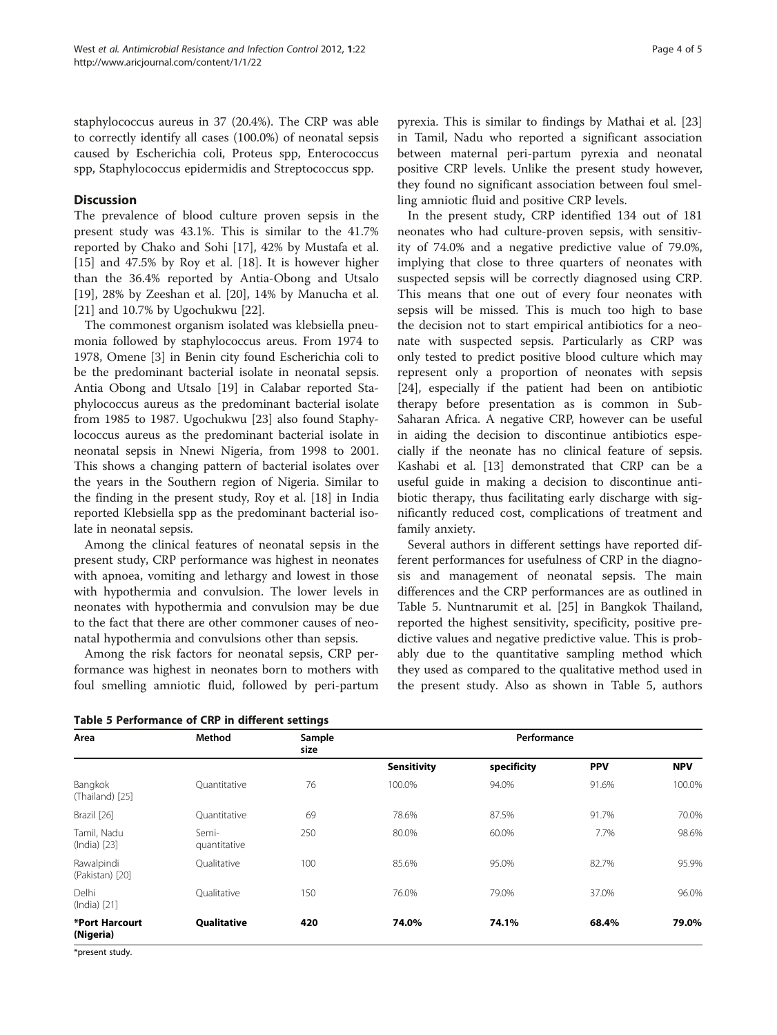staphylococcus aureus in 37 (20.4%). The CRP was able to correctly identify all cases (100.0%) of neonatal sepsis caused by Escherichia coli, Proteus spp, Enterococcus spp, Staphylococcus epidermidis and Streptococcus spp.

## Discussion

The prevalence of blood culture proven sepsis in the present study was 43.1%. This is similar to the 41.7% reported by Chako and Sohi [17], 42% by Mustafa et al. [15] and 47.5% by Roy et al. [18]. It is however higher than the 36.4% reported by Antia-Obong and Utsalo [19], 28% by Zeeshan et al. [20], 14% by Manucha et al. [21] and 10.7% by Ugochukwu [22].

The commonest organism isolated was klebsiella pneumonia followed by staphylococcus areus. From 1974 to 1978, Omene [3] in Benin city found Escherichia coli to be the predominant bacterial isolate in neonatal sepsis. Antia Obong and Utsalo [19] in Calabar reported Staphylococcus aureus as the predominant bacterial isolate from 1985 to 1987. Ugochukwu [23] also found Staphylococcus aureus as the predominant bacterial isolate in neonatal sepsis in Nnewi Nigeria, from 1998 to 2001. This shows a changing pattern of bacterial isolates over the years in the Southern region of Nigeria. Similar to the finding in the present study, Roy et al. [18] in India reported Klebsiella spp as the predominant bacterial isolate in neonatal sepsis.

Among the clinical features of neonatal sepsis in the present study, CRP performance was highest in neonates with apnoea, vomiting and lethargy and lowest in those with hypothermia and convulsion. The lower levels in neonates with hypothermia and convulsion may be due to the fact that there are other commoner causes of neonatal hypothermia and convulsions other than sepsis.

Among the risk factors for neonatal sepsis, CRP performance was highest in neonates born to mothers with foul smelling amniotic fluid, followed by peri-partum pyrexia. This is similar to findings by Mathai et al. [23] in Tamil, Nadu who reported a significant association between maternal peri-partum pyrexia and neonatal positive CRP levels. Unlike the present study however, they found no significant association between foul smelling amniotic fluid and positive CRP levels.

In the present study, CRP identified 134 out of 181 neonates who had culture-proven sepsis, with sensitivity of 74.0% and a negative predictive value of 79.0%, implying that close to three quarters of neonates with suspected sepsis will be correctly diagnosed using CRP. This means that one out of every four neonates with sepsis will be missed. This is much too high to base the decision not to start empirical antibiotics for a neonate with suspected sepsis. Particularly as CRP was only tested to predict positive blood culture which may represent only a proportion of neonates with sepsis [24], especially if the patient had been on antibiotic therapy before presentation as is common in Sub-Saharan Africa. A negative CRP, however can be useful in aiding the decision to discontinue antibiotics especially if the neonate has no clinical feature of sepsis. Kashabi et al. [13] demonstrated that CRP can be a useful guide in making a decision to discontinue antibiotic therapy, thus facilitating early discharge with significantly reduced cost, complications of treatment and family anxiety.

Several authors in different settings have reported different performances for usefulness of CRP in the diagnosis and management of neonatal sepsis. The main differences and the CRP performances are as outlined in Table 5. Nuntnarumit et al. [25] in Bangkok Thailand, reported the highest sensitivity, specificity, positive predictive values and negative predictive value. This is probably due to the quantitative sampling method which they used as compared to the qualitative method used in the present study. Also as shown in Table 5, authors

**Table 5 Performance of CRP in different settings**

| Area | Method | Sample size | Performance | | | |
|---|---|---|---|---|---|---|
| | | | Sensitivity | specificity | PPV | NPV |
| Bangkok (Thailand) [25] | Quantitative | 76 | 100.0% | 94.0% | 91.6% | 100.0% |
| Brazil [26] | Quantitative | 69 | 78.6% | 87.5% | 91.7% | 70.0% |
| Tamil, Nadu (India) [23] | Semi-quantitative | 250 | 80.0% | 60.0% | 7.7% | 98.6% |
| Rawalpindi (Pakistan) [20] | Qualitative | 100 | 85.6% | 95.0% | 82.7% | 95.9% |
| Delhi (India) [21] | Qualitative | 150 | 76.0% | 79.0% | 37.0% | 96.0% |
| **\*Port Harcourt (Nigeria)** | **Qualitative** | **420** | **74.0%** | **74.1%** | **68.4%** | **79.0%** |

*present study.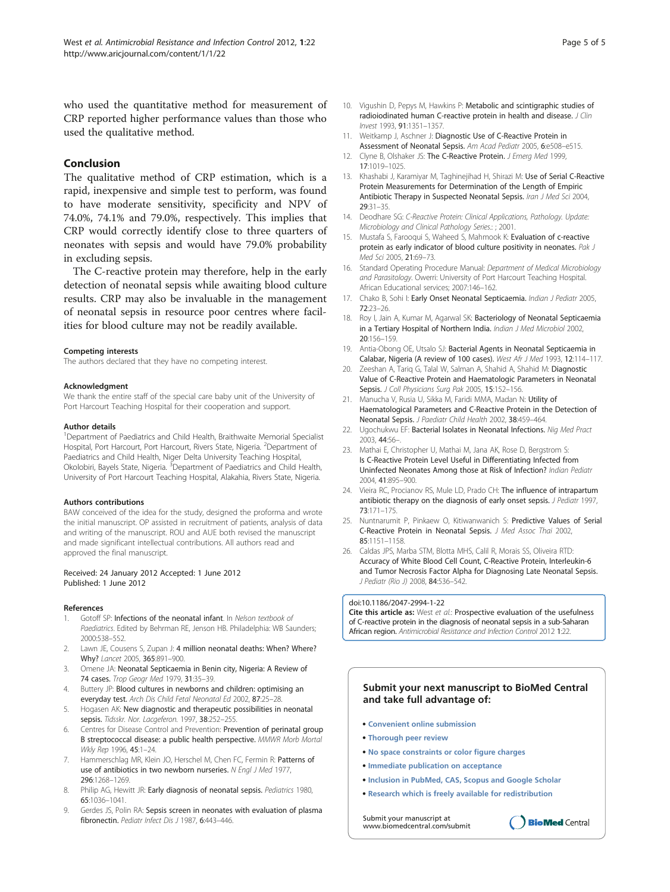who used the quantitative method for measurement of CRP reported higher performance values than those who used the qualitative method.

## Conclusion

The qualitative method of CRP estimation, which is a rapid, inexpensive and simple test to perform, was found to have moderate sensitivity, specificity and NPV of 74.0%, 74.1% and 79.0%, respectively. This implies that CRP would correctly identify close to three quarters of neonates with sepsis and would have 79.0% probability in excluding sepsis.

The C-reactive protein may therefore, help in the early detection of neonatal sepsis while awaiting blood culture results. CRP may also be invaluable in the management of neonatal sepsis in resource poor centres where facilities for blood culture may not be readily available.

#### Competing interests

The authors declared that they have no competing interest.

#### Acknowledgment

We thank the entire staff of the special care baby unit of the University of Port Harcourt Teaching Hospital for their cooperation and support.

#### Author details

[1]Department of Paediatrics and Child Health, Braithwaite Memorial Specialist Hospital, Port Harcourt, Port Harcourt, Rivers State, Nigeria. [2]Department of Paediatrics and Child Health, Niger Delta University Teaching Hospital, Okolobiri, Bayels State, Nigeria. [3]Department of Paediatrics and Child Health, University of Port Harcourt Teaching Hospital, Alakahia, Rivers State, Nigeria.

#### Authors contributions

BAW conceived of the idea for the study, designed the proforma and wrote the initial manuscript. OP assisted in recruitment of patients, analysis of data and writing of the manuscript. ROU and AUE both revised the manuscript and made significant intellectual contributions. All authors read and approved the final manuscript.

Received: 24 January 2012 Accepted: 1 June 2012
Published: 1 June 2012

#### References

1. Gotoff SP: **Infections of the neonatal infant**. In *Nelson textbook of Paediatrics*. Edited by Behrman RE, Jenson HB. Philadelphia: WB Saunders; 2000:538–552.
2. Lawn JE, Cousens S, Zupan J: **4 million neonatal deaths: When? Where? Why?** *Lancet* 2005, **365**:891–900.
3. Omene JA: **Neonatal Septicaemia in Benin city, Nigeria: A Review of 74 cases.** *Trop Geogr Med* 1979, **31**:35–39.
4. Buttery JP: **Blood cultures in newborns and children: optimising an everyday test.** *Arch Dis Child Fetal Neonatal Ed* 2002, **87**:25–28.
5. Hogasen AK: **New diagnostic and therapeutic possibilities in neonatal sepsis.** *Tidsskr. Nor. Laegeferon.* 1997, **38**:252–255.
6. Centres for Disease Control and Prevention: **Prevention of perinatal group B streptococcal disease: a public health perspective.** *MMWR Morb Mortal Wkly Rep* 1996, **45**:1–24.
7. Hammerschlag MR, Klein JO, Herschel M, Chen FC, Fermin R: **Patterns of use of antibiotics in two newborn nurseries.** *N Engl J Med* 1977, **296**:1268–1269.
8. Philip AG, Hewitt JR: **Early diagnosis of neonatal sepsis.** *Pediatrics* 1980, **65**:1036–1041.
9. Gerdes JS, Polin RA: **Sepsis screen in neonates with evaluation of plasma fibronectin.** *Pediatr Infect Dis J* 1987, **6**:443–446.
10. Vigushin D, Pepys M, Hawkins P: **Metabolic and scintigraphic studies of radioiodinated human C-reactive protein in health and disease.** *J Clin Invest* 1993, **91**:1351–1357.
11. Weitkamp J, Aschner J: **Diagnostic Use of C-Reactive Protein in Assessment of Neonatal Sepsis.** *Am Acad Pediatr* 2005, **6**:e508–e515.
12. Clyne B, Olshaker JS: **The C-Reactive Protein.** *J Emerg Med* 1999, **17**:1019–1025.
13. Khashabi J, Karamiyar M, Taghinejihad H, Shirazi M: **Use of Serial C-Reactive Protein Measurements for Determination of the Length of Empiric Antibiotic Therapy in Suspected Neonatal Sepsis.** *Iran J Med Sci* 2004, **29**:31–35.
14. Deodhare SG: *C-Reactive Protein: Clinical Applications, Pathology. Update: Microbiology and Clinical Pathology Series.*: ; 2001.
15. Mustafa S, Farooqui S, Waheed S, Mahmook K: **Evaluation of c-reactive protein as early indicator of blood culture positivity in neonates.** *Pak J Med Sci* 2005, **21**:69–73.
16. Standard Operating Procedure Manual: *Department of Medical Microbiology and Parasitology*. Owerri: University of Port Harcourt Teaching Hospital. African Educational services; 2007:146–162.
17. Chako B, Sohi I: **Early Onset Neonatal Septicaemia.** *Indian J Pediatr* 2005, **72**:23–26.
18. Roy I, Jain A, Kumar M, Agarwal SK: **Bacteriology of Neonatal Septicaemia in a Tertiary Hospital of Northern India.** *Indian J Med Microbiol* 2002, **20**:156–159.
19. Antia-Obong OE, Utsalo SJ: **Bacterial Agents in Neonatal Septicaemia in Calabar, Nigeria (A review of 100 cases).** *West Afr J Med* 1993, **12**:114–117.
20. Zeeshan A, Tariq G, Talal W, Salman A, Shahid A, Shahid M: **Diagnostic Value of C-Reactive Protein and Haematologic Parameters in Neonatal Sepsis.** *J Coll Physicians Surg Pak* 2005, **15**:152–156.
21. Manucha V, Rusia U, Sikka M, Faridi MMA, Madan N: **Utility of Haematological Parameters and C-Reactive Protein in the Detection of Neonatal Sepsis.** *J Paediatr Child Health* 2002, **38**:459–464.
22. Ugochukwu EF: **Bacterial Isolates in Neonatal Infections.** *Nig Med Pract* 2003, **44**:56–.
23. Mathai E, Christopher U, Mathai M, Jana AK, Rose D, Bergstrom S: **Is C-Reactive Protein Level Useful in Differentiating Infected from Uninfected Neonates Among those at Risk of Infection?** *Indian Pediatr* 2004, **41**:895–900.
24. Vieira RC, Procianov RS, Mule LD, Prado CH: **The influence of intrapartum antibiotic therapy on the diagnosis of early onset sepsis.** *J Pediatr* 1997, **73**:171–175.
25. Nuntnarumit P, Pinkaew O, Kitiwanwanich S: **Predictive Values of Serial C-Reactive Protein in Neonatal Sepsis.** *J Med Assoc Thai* 2002, **85**:1151–1158.
26. Caldas JPS, Marba STM, Blotta MHS, Calil R, Morais SS, Oliveira RTD: **Accuracy of White Blood Cell Count, C-Reactive Protein, Interleukin-6 and Tumor Necrosis Factor Alpha for Diagnosing Late Neonatal Sepsis.** *J Pediatr (Rio J)* 2008, **84**:536–542.

doi:10.1186/2047-2994-1-22
**Cite this article as:** West *et al.*: Prospective evaluation of the usefulness of C-reactive protein in the diagnosis of neonatal sepsis in a sub-Saharan African region. *Antimicrobial Resistance and Infection Control* 2012 **1**:22.

**Submit your next manuscript to BioMed Central and take full advantage of:**

- Convenient online submission
- Thorough peer review
- No space constraints or color figure charges
- Immediate publication on acceptance
- Inclusion in PubMed, CAS, Scopus and Google Scholar
- Research which is freely available for redistribution

Submit your manuscript at
www.biomedcentral.com/submit

BioMed Central